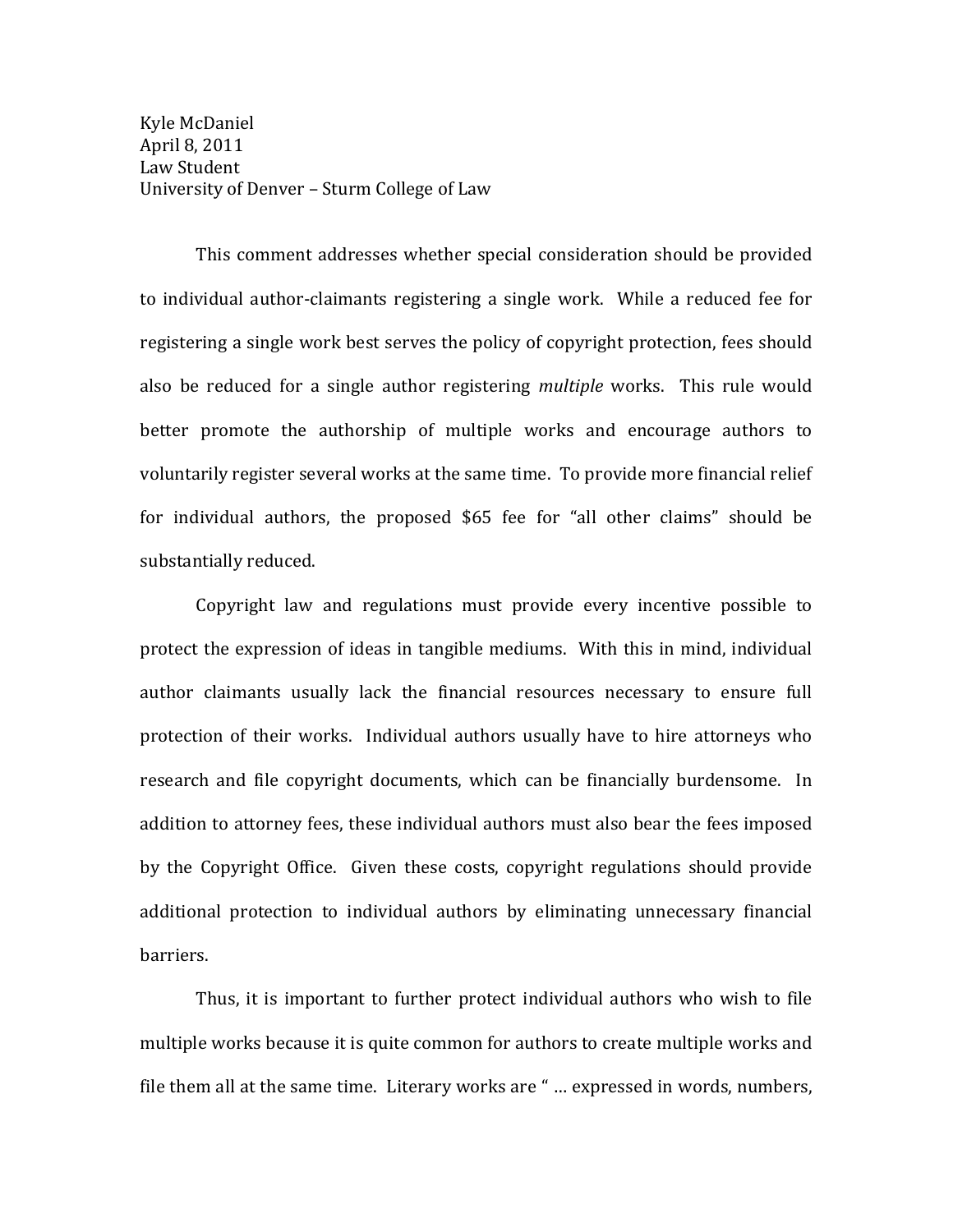Kyle McDaniel
April 8, 2011
Law Student
University of Denver – Sturm College of Law

This comment addresses whether special consideration should be provided to individual author-claimants registering a single work. While a reduced fee for registering a single work best serves the policy of copyright protection, fees should also be reduced for a single author registering *multiple* works. This rule would better promote the authorship of multiple works and encourage authors to voluntarily register several works at the same time. To provide more financial relief for individual authors, the proposed $65 fee for "all other claims" should be substantially reduced.

Copyright law and regulations must provide every incentive possible to protect the expression of ideas in tangible mediums. With this in mind, individual author claimants usually lack the financial resources necessary to ensure full protection of their works. Individual authors usually have to hire attorneys who research and file copyright documents, which can be financially burdensome. In addition to attorney fees, these individual authors must also bear the fees imposed by the Copyright Office. Given these costs, copyright regulations should provide additional protection to individual authors by eliminating unnecessary financial barriers.

Thus, it is important to further protect individual authors who wish to file multiple works because it is quite common for authors to create multiple works and file them all at the same time. Literary works are " … expressed in words, numbers,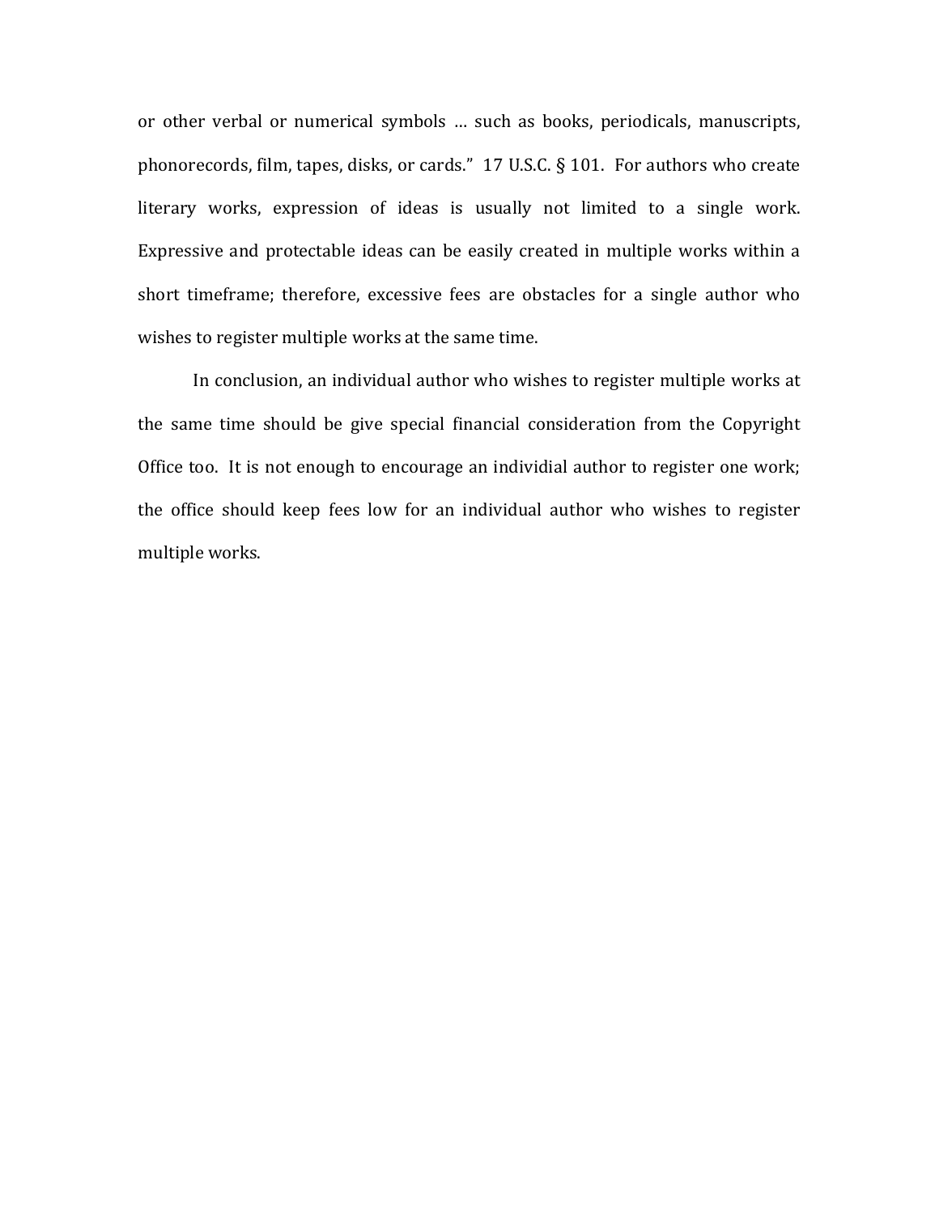or other verbal or numerical symbols … such as books, periodicals, manuscripts, phonorecords, film, tapes, disks, or cards." 17 U.S.C. § 101. For authors who create literary works, expression of ideas is usually not limited to a single work. Expressive and protectable ideas can be easily created in multiple works within a short timeframe; therefore, excessive fees are obstacles for a single author who wishes to register multiple works at the same time.

In conclusion, an individual author who wishes to register multiple works at the same time should be give special financial consideration from the Copyright Office too. It is not enough to encourage an individial author to register one work; the office should keep fees low for an individual author who wishes to register multiple works.